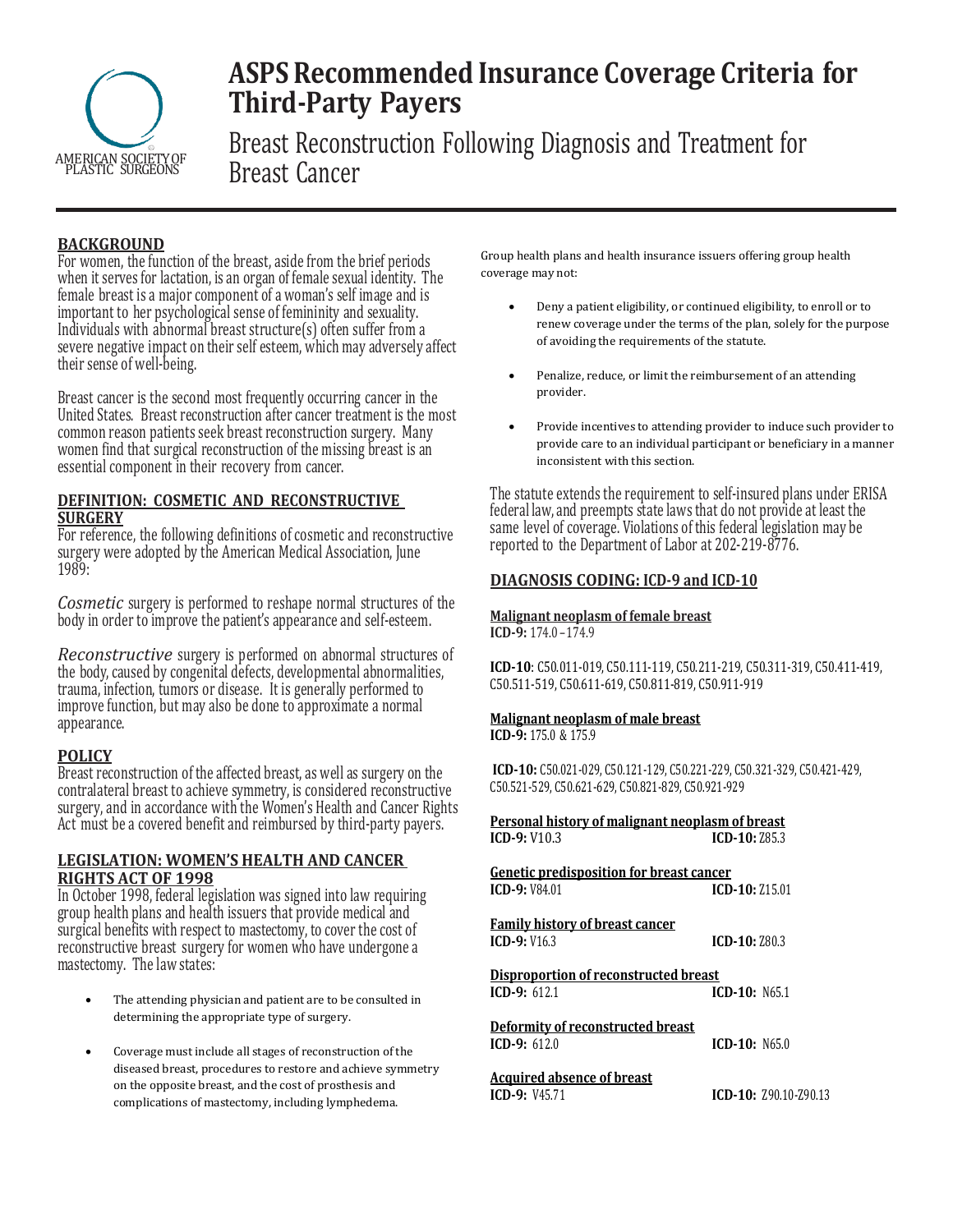# ASPS Recommended Insurance Coverage Criteria for Third-Party Payers

## Breast Reconstruction Following Diagnosis and Treatment for Breast Cancer

### BACKGROUND

For women, the function of the breast, aside from the brief periods when it serves for lactation, is an organ of female sexual identity. The female breast is a major component of a woman's self image and is important to her psychological sense of femininity and sexuality. Individuals with abnormal breast structure(s) often suffer from a severe negative impact on their self esteem, which may adversely affect their sense of well-being.

Breast cancer is the second most frequently occurring cancer in the United States. Breast reconstruction after cancer treatment is the most common reason patients seek breast reconstruction surgery. Many women find that surgical reconstruction of the missing breast is an essential component in their recovery from cancer.

### DEFINITION: COSMETIC AND RECONSTRUCTIVE SURGERY

For reference, the following definitions of cosmetic and reconstructive surgery were adopted by the American Medical Association, June 1989:

*Cosmetic* surgery is performed to reshape normal structures of the body in order to improve the patient's appearance and self-esteem.

*Reconstructive* surgery is performed on abnormal structures of the body, caused by congenital defects, developmental abnormalities, trauma, infection, tumors or disease. It is generally performed to improve function, but may also be done to approximate a normal appearance.

### POLICY

Breast reconstruction of the affected breast, as well as surgery on the contralateral breast to achieve symmetry, is considered reconstructive surgery, and in accordance with the Women's Health and Cancer Rights Act must be a covered benefit and reimbursed by third-party payers.

### LEGISLATION: WOMEN'S HEALTH AND CANCER RIGHTS ACT OF 1998

In October 1998, federal legislation was signed into law requiring group health plans and health issuers that provide medical and surgical benefits with respect to mastectomy, to cover the cost of reconstructive breast surgery for women who have undergone a mastectomy. The law states:

- The attending physician and patient are to be consulted in determining the appropriate type of surgery.
- Coverage must include all stages of reconstruction of the diseased breast, procedures to restore and achieve symmetry on the opposite breast, and the cost of prosthesis and complications of mastectomy, including lymphedema.

Group health plans and health insurance issuers offering group health coverage may not:

- Deny a patient eligibility, or continued eligibility, to enroll or to renew coverage under the terms of the plan, solely for the purpose of avoiding the requirements of the statute.
- Penalize, reduce, or limit the reimbursement of an attending provider.
- Provide incentives to attending provider to induce such provider to provide care to an individual participant or beneficiary in a manner inconsistent with this section.

The statute extends the requirement to self-insured plans under ERISA federal law, and preempts state laws that do not provide at least the same level of coverage. Violations of this federal legislation may be reported to the Department of Labor at 202-219-8776.

### DIAGNOSIS CODING: ICD-9 and ICD-10

**Malignant neoplasm of female breast**
**ICD-9:** 174.0 – 174.9

**ICD-10**: C50.011-019, C50.111-119, C50.211-219, C50.311-319, C50.411-419, C50.511-519, C50.611-619, C50.811-819, C50.911-919

**Malignant neoplasm of male breast**
**ICD-9:** 175.0 & 175.9

**ICD-10:** C50.021-029, C50.121-129, C50.221-229, C50.321-329, C50.421-429, C50.521-529, C50.621-629, C50.821-829, C50.921-929

**Personal history of malignant neoplasm of breast**
**ICD-9:** V10.3 **ICD-10:** Z85.3

**Genetic predisposition for breast cancer**
**ICD-9:** V84.01 **ICD-10:** Z15.01

**Family history of breast cancer**
**ICD-9:** V16.3 **ICD-10:** Z80.3

**Disproportion of reconstructed breast**
**ICD-9:** 612.1 **ICD-10:** N65.1

**Deformity of reconstructed breast**
**ICD-9:** 612.0 **ICD-10:** N65.0

**Acquired absence of breast**
**ICD-9:** V45.71 **ICD-10:** Z90.10-Z90.13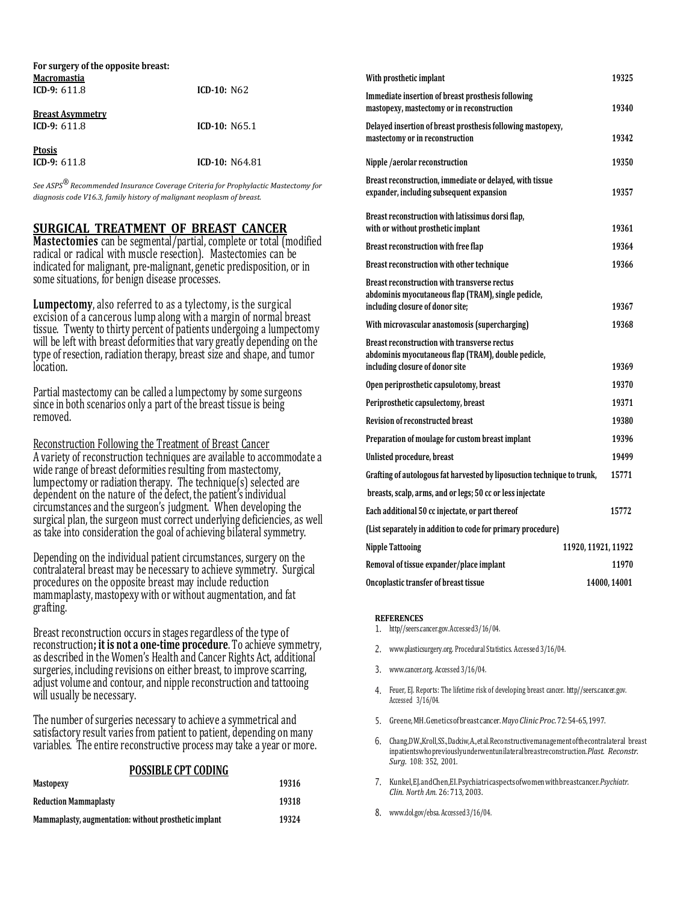**For surgery of the opposite breast:**

| | |
|---|---|
| **Macromastia** | |
| **ICD-9:** 611.8 | **ICD-10:** N62 |
| **Breast Asymmetry** | |
| **ICD-9:** 611.8 | **ICD-10:** N65.1 |
| **Ptosis** | |
| **ICD-9:** 611.8 | **ICD-10:** N64.81 |

*See ASPS® Recommended Insurance Coverage Criteria for Prophylactic Mastectomy for diagnosis code V16.3, family history of malignant neoplasm of breast.*

## SURGICAL TREATMENT OF BREAST CANCER

**Mastectomies** can be segmental/partial, complete or total (modified radical or radical with muscle resection). Mastectomies can be indicated for malignant, pre-malignant, genetic predisposition, or in some situations, for benign disease processes.

**Lumpectomy**, also referred to as a tylectomy, is the surgical excision of a cancerous lump along with a margin of normal breast tissue. Twenty to thirty percent of patients undergoing a lumpectomy will be left with breast deformities that vary greatly depending on the type of resection, radiation therapy, breast size and shape, and tumor location.

Partial mastectomy can be called a lumpectomy by some surgeons since in both scenarios only a part of the breast tissue is being removed.

Reconstruction Following the Treatment of Breast Cancer

A variety of reconstruction techniques are available to accommodate a wide range of breast deformities resulting from mastectomy, lumpectomy or radiation therapy. The technique(s) selected are dependent on the nature of the defect, the patient's individual circumstances and the surgeon's judgment. When developing the surgical plan, the surgeon must correct underlying deficiencies, as well as take into consideration the goal of achieving bilateral symmetry.

Depending on the individual patient circumstances, surgery on the contralateral breast may be necessary to achieve symmetry. Surgical procedures on the opposite breast may include reduction mammaplasty, mastopexy with or without augmentation, and fat grafting.

Breast reconstruction occurs in stages regardless of the type of reconstruction**; it is not a one-time procedure**. To achieve symmetry, as described in the Women's Health and Cancer Rights Act, additional surgeries, including revisions on either breast, to improve scarring, adjust volume and contour, and nipple reconstruction and tattooing will usually be necessary.

The number of surgeries necessary to achieve a symmetrical and satisfactory result varies from patient to patient, depending on many variables. The entire reconstructive process may take a year or more.

### POSSIBLE CPT CODING

| Procedure | Code |
|---|---|
| **Mastopexy** | **19316** |
| **Reduction Mammaplasty** | **19318** |
| **Mammaplasty, augmentation: without prosthetic implant** | **19324** |
| **With prosthetic implant** | **19325** |
| **Immediate insertion of breast prosthesis following mastopexy, mastectomy or in reconstruction** | **19340** |
| **Delayed insertion of breast prosthesis following mastopexy, mastectomy or in reconstruction** | **19342** |
| **Nipple /aerolar reconstruction** | **19350** |
| **Breast reconstruction, immediate or delayed, with tissue expander, including subsequent expansion** | **19357** |
| **Breast reconstruction with latissimus dorsi flap, with or without prosthetic implant** | **19361** |
| **Breast reconstruction with free flap** | **19364** |
| **Breast reconstruction with other technique** | **19366** |
| **Breast reconstruction with transverse rectus abdominis myocutaneous flap (TRAM), single pedicle, including closure of donor site;** | **19367** |
| **With microvascular anastomosis (supercharging)** | **19368** |
| **Breast reconstruction with transverse rectus abdominis myocutaneous flap (TRAM), double pedicle, including closure of donor site** | **19369** |
| **Open periprosthetic capsulotomy, breast** | **19370** |
| **Periprosthetic capsulectomy, breast** | **19371** |
| **Revision of reconstructed breast** | **19380** |
| **Preparation of moulage for custom breast implant** | **19396** |
| **Unlisted procedure, breast** | **19499** |
| **Grafting of autologous fat harvested by liposuction technique to trunk, breasts, scalp, arms, and or legs; 50 cc or less injectate** | **15771** |
| **Each additional 50 cc injectate, or part thereof (List separately in addition to code for primary procedure)** | **15772** |
| **Nipple Tattooing** | **11920, 11921, 11922** |
| **Removal of tissue expander/place implant** | **11970** |
| **Oncoplastic transfer of breast tissue** | **14000, 14001** |

**REFERENCES**

1. http//seers.cancer.gov. Accessed 3/16/04.
2. www.plasticsurgery.org. Procedural Statistics. Accessed 3/16/04.
3. www.cancer.org. Accessed 3/16/04.
4. Feuer, EJ. Reports: The lifetime risk of developing breast cancer. http//seers.cancer.gov. Accessed 3/16/04.
5. Greene, MH. Genetics of breast cancer. *Mayo Clinic Proc.* 72: 54-65, 1997.
6. Chang, DW., Kroll, SS., Dackiw, A., et al. Reconstructive management of the contralateral breast in patients who previously underwent unilateral breast reconstruction. *Plast. Reconstr. Surg.* 108: 352, 2001.
7. Kunkel, EJ. and Chen, EI. Psychiatric aspects of women with breast cancer. *Psychiatr. Clin. North Am.* 26: 713, 2003.
8. www.dol.gov/ebsa. Accessed 3/16/04.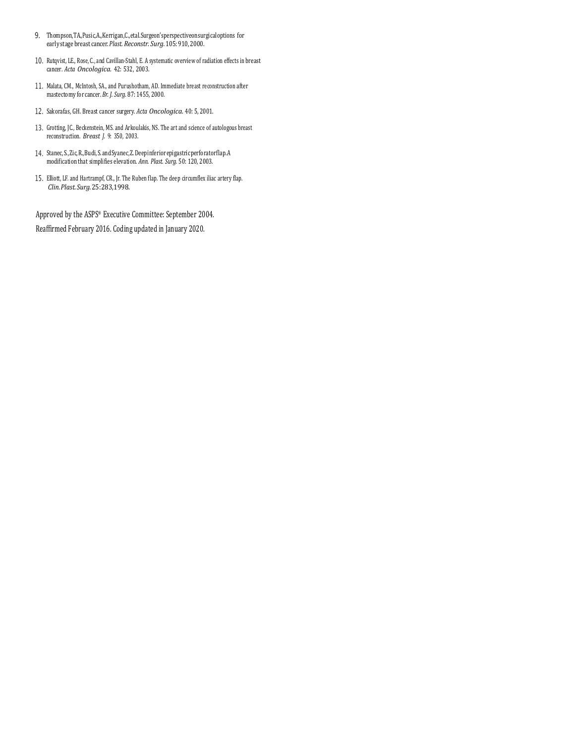9. Thompson, TA., Pusic, A., Kerrigan, C., et al. Surgeon's perspective on surgical options for early stage breast cancer. *Plast. Reconstr. Surg.* 105: 910, 2000.

10. Rutqvist, LE., Rose, C., and Cavillan-Stahl, E. A systematic overview of radiation effects in breast cancer. *Acta Oncologica.* 42: 532, 2003.

11. Malata, CM., McIntosh, SA., and Purushotham, AD. Immediate breast reconstruction after mastectomy for cancer. *Br. J. Surg.* 87: 1455, 2000.

12. Sakorafas, GH. Breast cancer surgery. *Acta Oncologica.* 40: 5, 2001.

13. Grotting, JC., Beckenstein, MS. and Arkoulakis, NS. The art and science of autologous breast reconstruction. *Breast J.* 9: 350, 2003.

14. Stanec, S., Zic, R., Budi, S. and Syanec, Z. Deep inferior epigastric perforator flap. A modification that simplifies elevation. *Ann. Plast. Surg.* 50: 120, 2003.

15. Elliott, LF. and Hartrampf, CR., Jr. The Ruben flap. The deep circumflex iliac artery flap. *Clin. Plast. Surg.* 25: 283, 1998.

Approved by the ASPS® Executive Committee: September 2004.

Reaffirmed February 2016. Coding updated in January 2020.